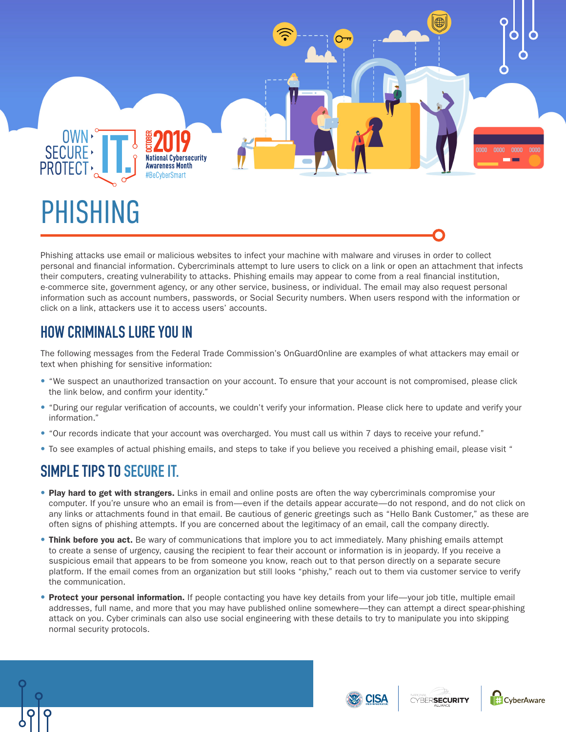OWN ▸ SECURE ▸ PROTECT ▸ IT.

OCTOBER 2019 National Cybersecurity Awareness Month #BeCyberSmart

# PHISHING

Phishing attacks use email or malicious websites to infect your machine with malware and viruses in order to collect personal and financial information. Cybercriminals attempt to lure users to click on a link or open an attachment that infects their computers, creating vulnerability to attacks. Phishing emails may appear to come from a real financial institution, e-commerce site, government agency, or any other service, business, or individual. The email may also request personal information such as account numbers, passwords, or Social Security numbers. When users respond with the information or click on a link, attackers use it to access users' accounts.

## HOW CRIMINALS LURE YOU IN

The following messages from the Federal Trade Commission's OnGuardOnline are examples of what attackers may email or text when phishing for sensitive information:

- "We suspect an unauthorized transaction on your account. To ensure that your account is not compromised, please click the link below, and confirm your identity."
- "During our regular verification of accounts, we couldn't verify your information. Please click here to update and verify your information."
- "Our records indicate that your account was overcharged. You must call us within 7 days to receive your refund."
- To see examples of actual phishing emails, and steps to take if you believe you received a phishing email, please visit "

## SIMPLE TIPS TO SECURE IT.

- **Play hard to get with strangers.** Links in email and online posts are often the way cybercriminals compromise your computer. If you're unsure who an email is from—even if the details appear accurate—do not respond, and do not click on any links or attachments found in that email. Be cautious of generic greetings such as "Hello Bank Customer," as these are often signs of phishing attempts. If you are concerned about the legitimacy of an email, call the company directly.
- **Think before you act.** Be wary of communications that implore you to act immediately. Many phishing emails attempt to create a sense of urgency, causing the recipient to fear their account or information is in jeopardy. If you receive a suspicious email that appears to be from someone you know, reach out to that person directly on a separate secure platform. If the email comes from an organization but still looks "phishy," reach out to them via customer service to verify the communication.
- **Protect your personal information.** If people contacting you have key details from your life—your job title, multiple email addresses, full name, and more that you may have published online somewhere—they can attempt a direct spear-phishing attack on you. Cyber criminals can also use social engineering with these details to try to manipulate you into skipping normal security protocols.

CISA | National Cyber Security Alliance | CyberAware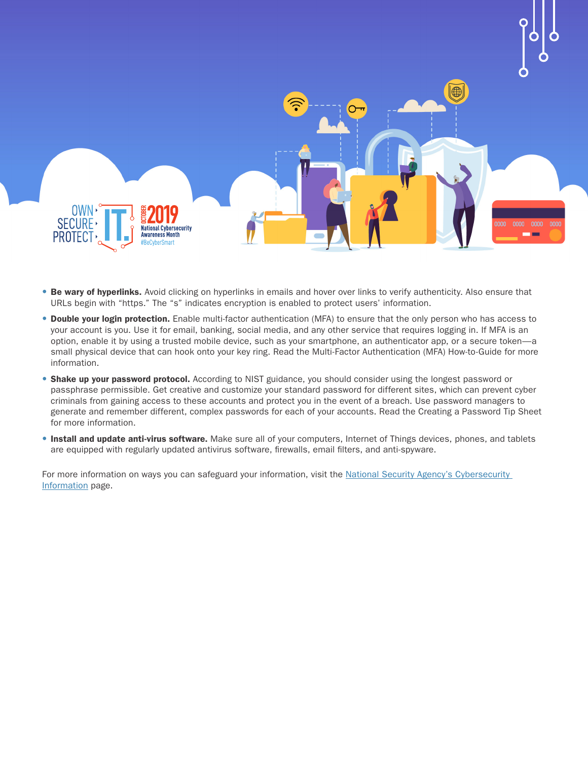- **Be wary of hyperlinks.** Avoid clicking on hyperlinks in emails and hover over links to verify authenticity. Also ensure that URLs begin with "https." The "s" indicates encryption is enabled to protect users' information.
- **Double your login protection.** Enable multi-factor authentication (MFA) to ensure that the only person who has access to your account is you. Use it for email, banking, social media, and any other service that requires logging in. If MFA is an option, enable it by using a trusted mobile device, such as your smartphone, an authenticator app, or a secure token—a small physical device that can hook onto your key ring. Read the Multi-Factor Authentication (MFA) How-to-Guide for more information.
- **Shake up your password protocol.** According to NIST guidance, you should consider using the longest password or passphrase permissible. Get creative and customize your standard password for different sites, which can prevent cyber criminals from gaining access to these accounts and protect you in the event of a breach. Use password managers to generate and remember different, complex passwords for each of your accounts. Read the Creating a Password Tip Sheet for more information.
- **Install and update anti-virus software.** Make sure all of your computers, Internet of Things devices, phones, and tablets are equipped with regularly updated antivirus software, firewalls, email filters, and anti-spyware.

For more information on ways you can safeguard your information, visit the National Security Agency's Cybersecurity Information page.